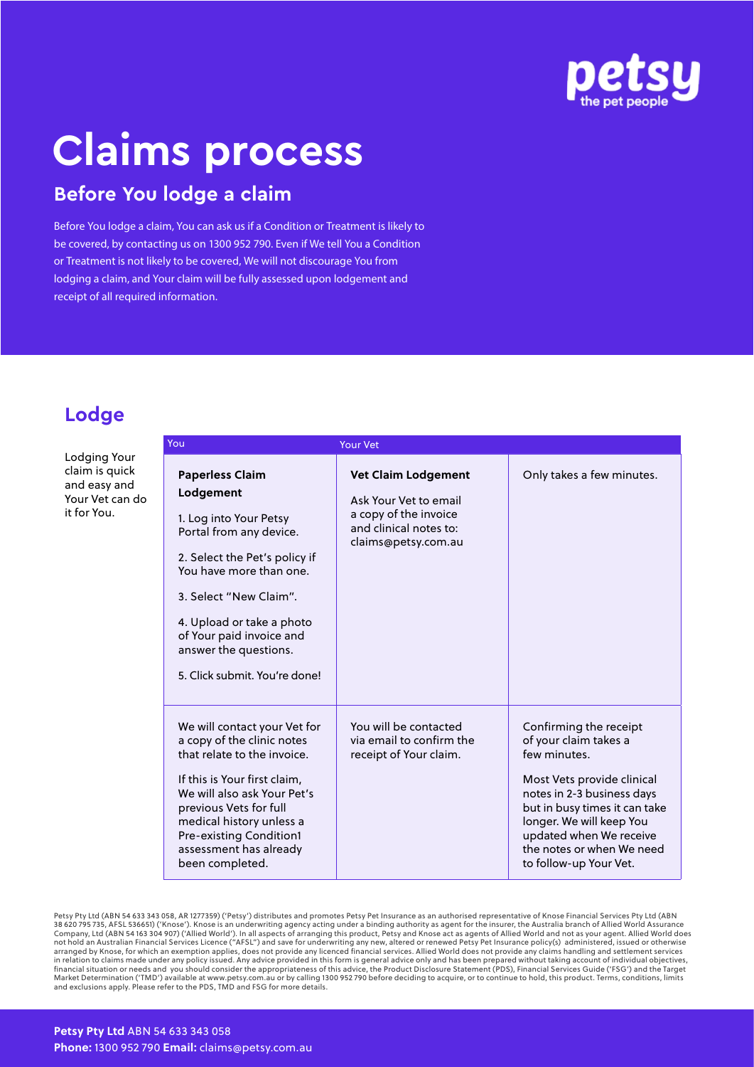petsy
the pet people

# Claims process

## Before You lodge a claim

Before You lodge a claim, You can ask us if a Condition or Treatment is likely to be covered, by contacting us on 1300 952 790. Even if We tell You a Condition or Treatment is not likely to be covered, We will not discourage You from lodging a claim, and Your claim will be fully assessed upon lodgement and receipt of all required information.

## Lodge

Lodging Your claim is quick and easy and Your Vet can do it for You.

| You | Your Vet | |
|---|---|---|
| **Paperless Claim Lodgement**<br><br>1. Log into Your Petsy Portal from any device.<br><br>2. Select the Pet's policy if You have more than one.<br><br>3. Select "New Claim".<br><br>4. Upload or take a photo of Your paid invoice and answer the questions.<br><br>5. Click submit. You're done! | **Vet Claim Lodgement**<br><br>Ask Your Vet to email a copy of the invoice and clinical notes to: claims@petsy.com.au | Only takes a few minutes. |
| We will contact your Vet for a copy of the clinic notes that relate to the invoice.<br><br>If this is Your first claim, We will also ask Your Pet's previous Vets for full medical history unless a Pre-existing Condition1 assessment has already been completed. | You will be contacted via email to confirm the receipt of Your claim. | Confirming the receipt of your claim takes a few minutes.<br><br>Most Vets provide clinical notes in 2-3 business days but in busy times it can take longer. We will keep You updated when We receive the notes or when We need to follow-up Your Vet. |

Petsy Pty Ltd (ABN 54 633 343 058, AR 1277359) ('Petsy') distributes and promotes Petsy Pet Insurance as an authorised representative of Knose Financial Services Pty Ltd (ABN 38 620 795 735, AFSL 536651) ('Knose'). Knose is an underwriting agency acting under a binding authority as agent for the insurer, the Australia branch of Allied World Assurance Company, Ltd (ABN 54 163 304 907) ('Allied World'). In all aspects of arranging this product, Petsy and Knose act as agents of Allied World and not as your agent. Allied World does not hold an Australian Financial Services Licence ("AFSL") and save for underwriting any new, altered or renewed Petsy Pet Insurance policy(s) administered, issued or otherwise arranged by Knose, for which an exemption applies, does not provide any licenced financial services. Allied World does not provide any claims handling and settlement services in relation to claims made under any policy issued. Any advice provided in this form is general advice only and has been prepared without taking account of individual objectives, financial situation or needs and you should consider the appropriateness of this advice, the Product Disclosure Statement (PDS), Financial Services Guide ('FSG') and the Target Market Determination ('TMD') available at www.petsy.com.au or by calling 1300 952 790 before deciding to acquire, or to continue to hold, this product. Terms, conditions, limits and exclusions apply. Please refer to the PDS, TMD and FSG for more details.

**Petsy Pty Ltd** ABN 54 633 343 058
**Phone:** 1300 952 790 **Email:** claims@petsy.com.au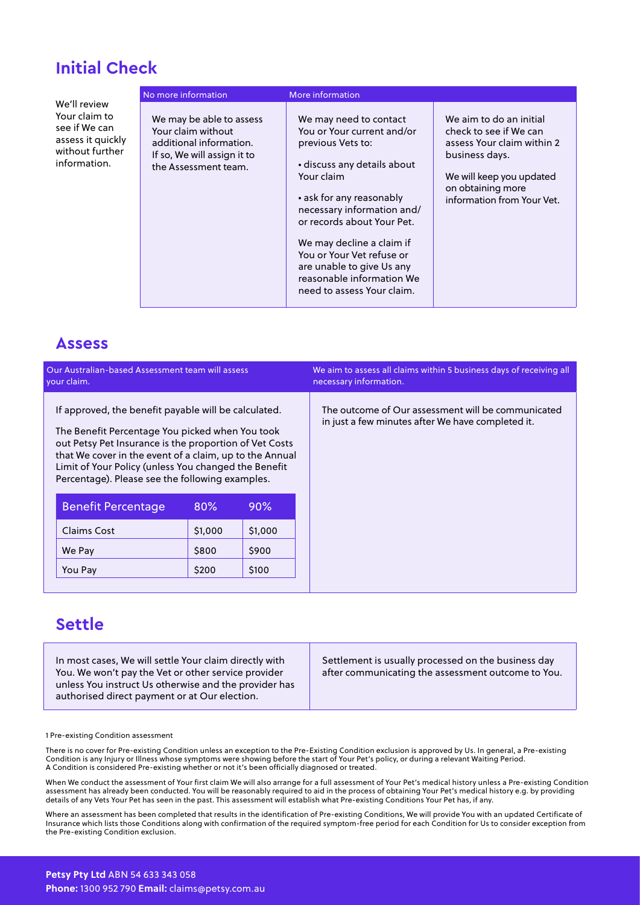## Initial Check

We'll review Your claim to see if We can assess it quickly without further information.

**No more information**

We may be able to assess Your claim without additional information. If so, We will assign it to the Assessment team.

**More information**

We may need to contact You or Your current and/or previous Vets to:

- discuss any details about Your claim
- ask for any reasonably necessary information and/ or records about Your Pet.

We may decline a claim if You or Your Vet refuse or are unable to give Us any reasonable information We need to assess Your claim.

We aim to do an initial check to see if We can assess Your claim within 2 business days.

We will keep you updated on obtaining more information from Your Vet.

## Assess

**Our Australian-based Assessment team will assess your claim.**

If approved, the benefit payable will be calculated.

The Benefit Percentage You picked when You took out Petsy Pet Insurance is the proportion of Vet Costs that We cover in the event of a claim, up to the Annual Limit of Your Policy (unless You changed the Benefit Percentage). Please see the following examples.

| Benefit Percentage | 80% | 90% |
|---|---|---|
| Claims Cost | $1,000 | $1,000 |
| We Pay | $800 | $900 |
| You Pay | $200 | $100 |

**We aim to assess all claims within 5 business days of receiving all necessary information.**

The outcome of Our assessment will be communicated in just a few minutes after We have completed it.

## Settle

In most cases, We will settle Your claim directly with You. We won't pay the Vet or other service provider unless You instruct Us otherwise and the provider has authorised direct payment or at Our election.

Settlement is usually processed on the business day after communicating the assessment outcome to You.

1 Pre-existing Condition assessment

There is no cover for Pre-existing Condition unless an exception to the Pre-Existing Condition exclusion is approved by Us. In general, a Pre-existing Condition is any Injury or Illness whose symptoms were showing before the start of Your Pet's policy, or during a relevant Waiting Period. A Condition is considered Pre-existing whether or not it's been officially diagnosed or treated.

When We conduct the assessment of Your first claim We will also arrange for a full assessment of Your Pet's medical history unless a Pre-existing Condition assessment has already been conducted. You will be reasonably required to aid in the process of obtaining Your Pet's medical history e.g. by providing details of any Vets Your Pet has seen in the past. This assessment will establish what Pre-existing Conditions Your Pet has, if any.

Where an assessment has been completed that results in the identification of Pre-existing Conditions, We will provide You with an updated Certificate of Insurance which lists those Conditions along with confirmation of the required symptom-free period for each Condition for Us to consider exception from the Pre-existing Condition exclusion.

**Petsy Pty Ltd** ABN 54 633 343 058
**Phone:** 1300 952 790 **Email:** claims@petsy.com.au